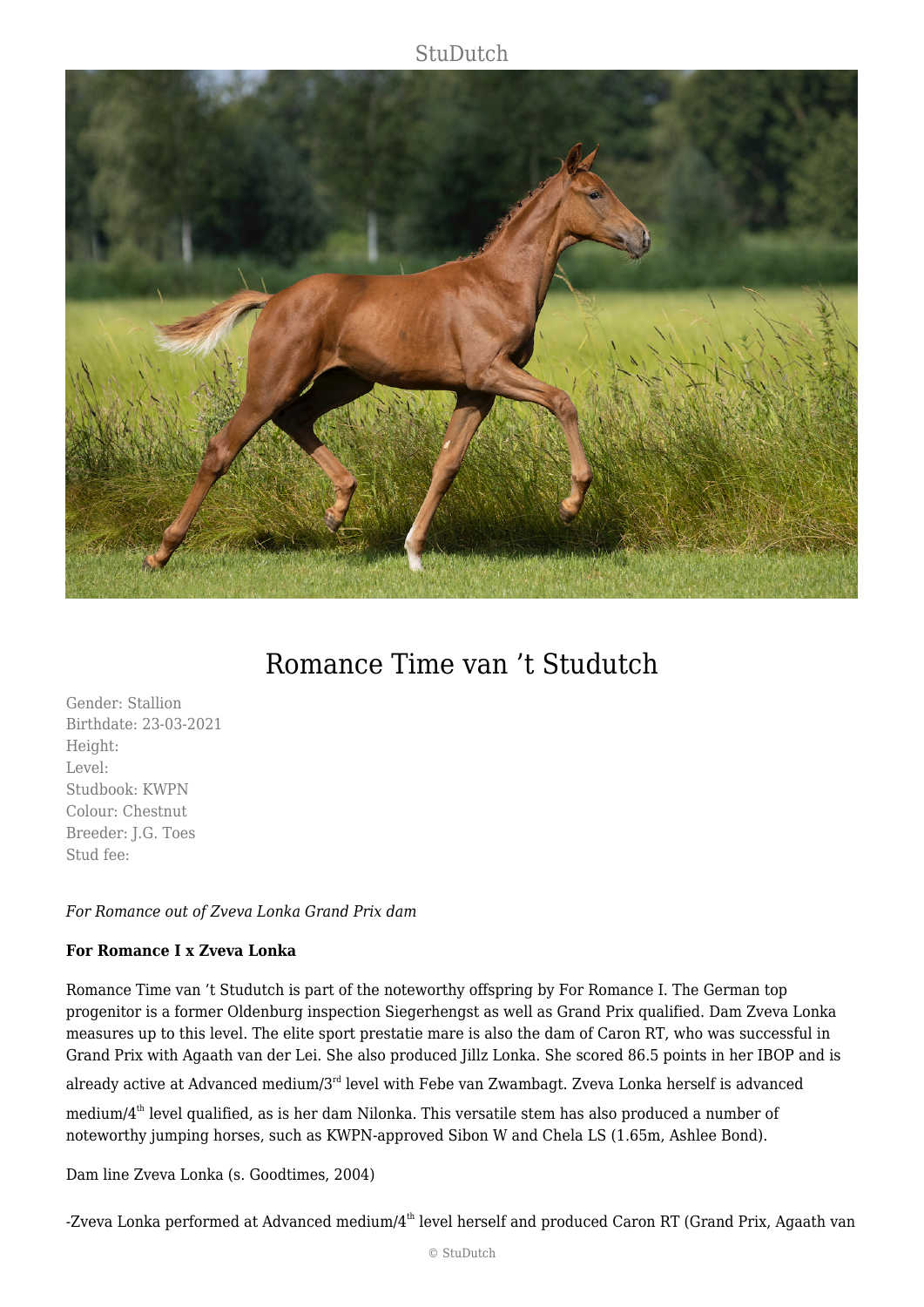# Romance Time van 't Studutch

Gender: Stallion
Birthdate: 23-03-2021
Height:
Level:
Studbook: KWPN
Colour: Chestnut
Breeder: J.G. Toes
Stud fee:

*For Romance out of Zveva Lonka Grand Prix dam*

**For Romance I x Zveva Lonka**

Romance Time van 't Studutch is part of the noteworthy offspring by For Romance I. The German top progenitor is a former Oldenburg inspection Siegerhengst as well as Grand Prix qualified. Dam Zveva Lonka measures up to this level. The elite sport prestatie mare is also the dam of Caron RT, who was successful in Grand Prix with Agaath van der Lei. She also produced Jillz Lonka. She scored 86.5 points in her IBOP and is already active at Advanced medium/3rd level with Febe van Zwambagt. Zveva Lonka herself is advanced medium/4th level qualified, as is her dam Nilonka. This versatile stem has also produced a number of noteworthy jumping horses, such as KWPN-approved Sibon W and Chela LS (1.65m, Ashlee Bond).

Dam line Zveva Lonka (s. Goodtimes, 2004)

-Zveva Lonka performed at Advanced medium/4th level herself and produced Caron RT (Grand Prix, Agaath van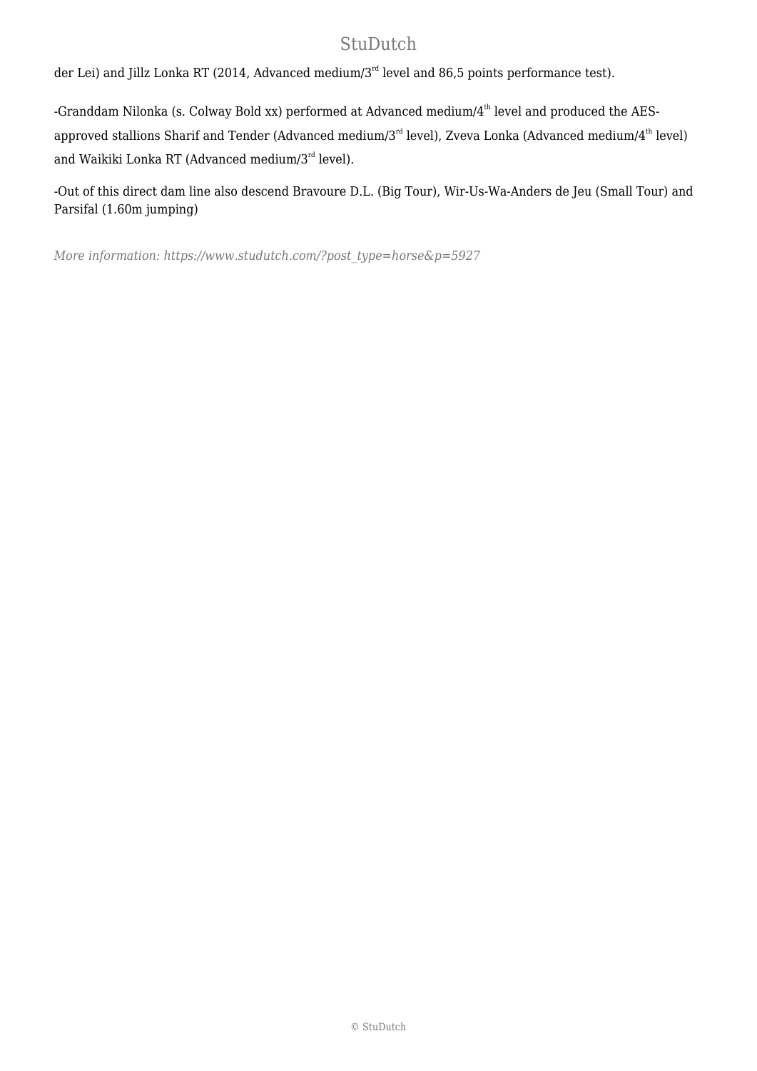der Lei) and Jillz Lonka RT (2014, Advanced medium/3rd level and 86,5 points performance test).

-Granddam Nilonka (s. Colway Bold xx) performed at Advanced medium/4th level and produced the AES-approved stallions Sharif and Tender (Advanced medium/3rd level), Zveva Lonka (Advanced medium/4th level) and Waikiki Lonka RT (Advanced medium/3rd level).

-Out of this direct dam line also descend Bravoure D.L. (Big Tour), Wir-Us-Wa-Anders de Jeu (Small Tour) and Parsifal (1.60m jumping)

*More information: https://www.studutch.com/?post_type=horse&p=5927*